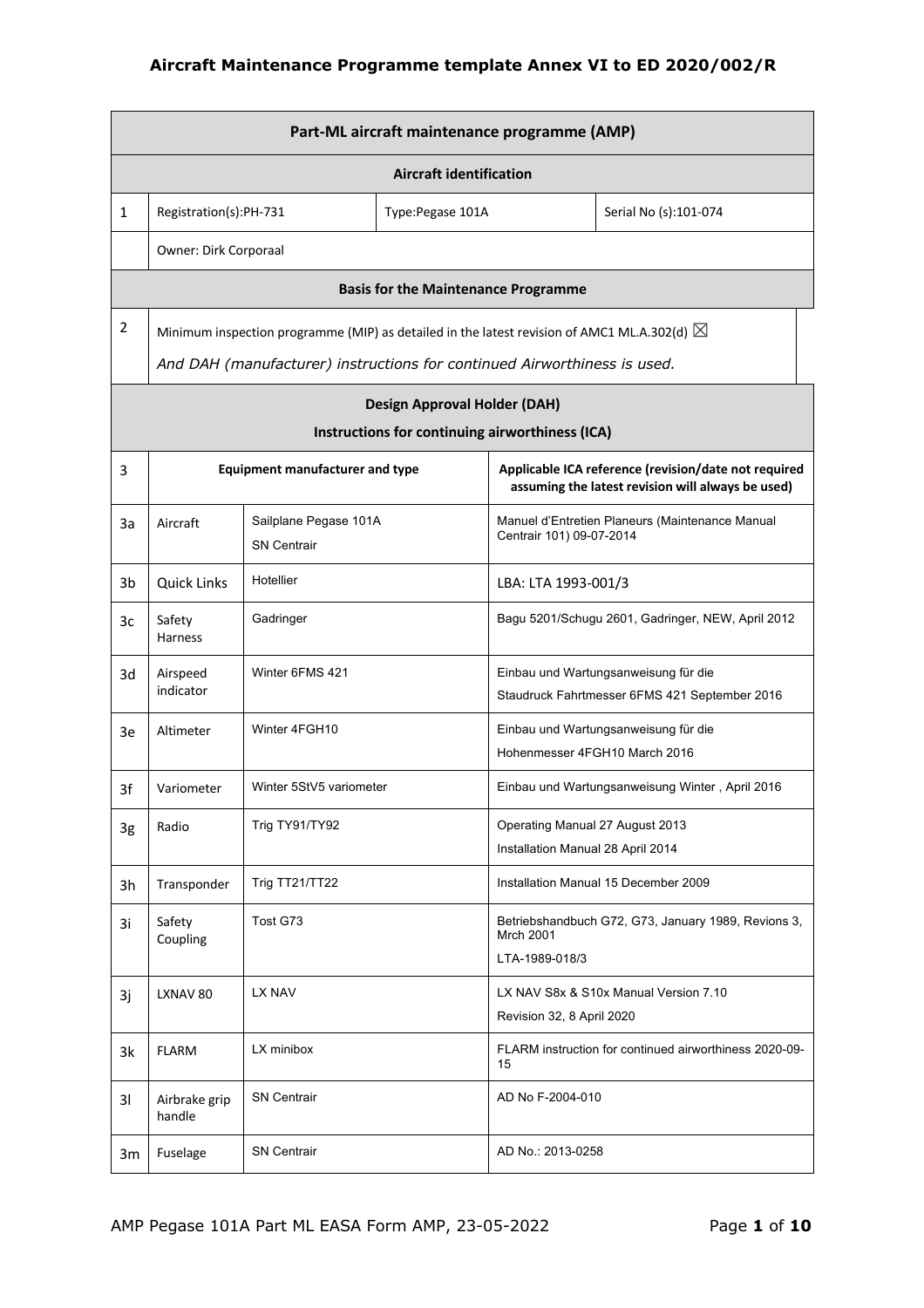## Aircraft Maintenance Programme template Annex VI to ED 2020/002/R

| Part-ML aircraft maintenance programme (AMP) | | | | |
|---|---|---|---|---|
| **Aircraft identification** | | | | |
| 1 | Registration(s):PH-731 | | Type:Pegase 101A | Serial No (s):101-074 |
| | Owner: Dirk Corporaal | | | |
| **Basis for the Maintenance Programme** | | | | |
| 2 | Minimum inspection programme (MIP) as detailed in the latest revision of AMC1 ML.A.302(d) ☒<br>*And DAH (manufacturer) instructions for continued Airworthiness is used.* | | | |
| **Design Approval Holder (DAH)**<br>**Instructions for continuing airworthiness (ICA)** | | | | |
| 3 | **Equipment manufacturer and type** | | **Applicable ICA reference (revision/date not required assuming the latest revision will always be used)** | |
| 3a | Aircraft | Sailplane Pegase 101A<br>SN Centrair | Manuel d'Entretien Planeurs (Maintenance Manual Centrair 101) 09-07-2014 | |
| 3b | Quick Links | Hotellier | LBA: LTA 1993-001/3 | |
| 3c | Safety Harness | Gadringer | Bagu 5201/Schugu 2601, Gadringer, NEW, April 2012 | |
| 3d | Airspeed indicator | Winter 6FMS 421 | Einbau und Wartungsanweisung für die<br>Staudruck Fahrtmesser 6FMS 421 September 2016 | |
| 3e | Altimeter | Winter 4FGH10 | Einbau und Wartungsanweisung für die<br>Hohenmesser 4FGH10 March 2016 | |
| 3f | Variometer | Winter 5StV5 variometer | Einbau und Wartungsanweisung Winter , April 2016 | |
| 3g | Radio | Trig TY91/TY92 | Operating Manual 27 August 2013<br>Installation Manual 28 April 2014 | |
| 3h | Transponder | Trig TT21/TT22 | Installation Manual 15 December 2009 | |
| 3i | Safety Coupling | Tost G73 | Betriebshandbuch G72, G73, January 1989, Revions 3, Mrch 2001<br>LTA-1989-018/3 | |
| 3j | LXNAV 80 | LX NAV | LX NAV S8x & S10x Manual Version 7.10<br>Revision 32, 8 April 2020 | |
| 3k | FLARM | LX minibox | FLARM instruction for continued airworthiness 2020-09-15 | |
| 3l | Airbrake grip handle | SN Centrair | AD No F-2004-010 | |
| 3m | Fuselage | SN Centrair | AD No.: 2013-0258 | |

AMP Pegase 101A Part ML EASA Form AMP, 23-05-2022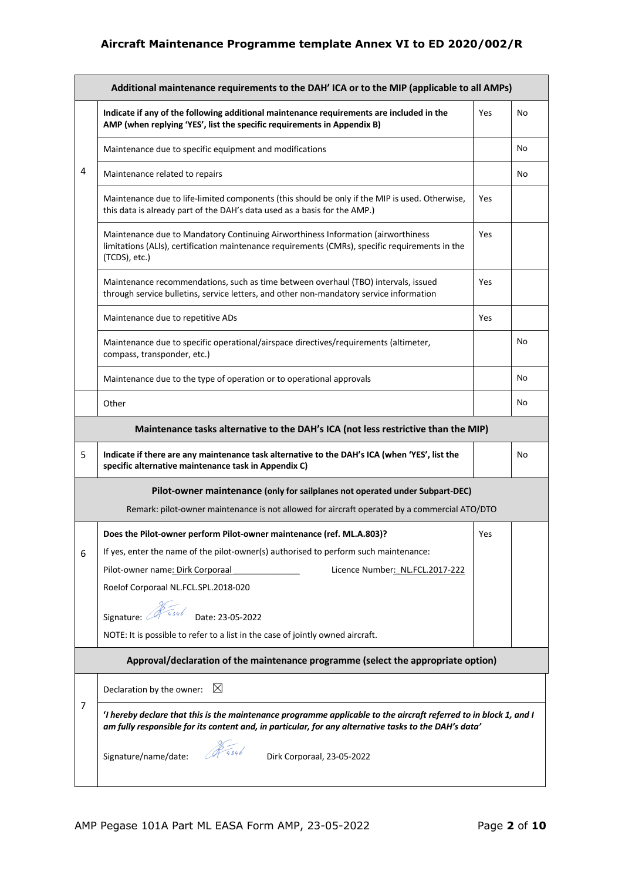| | Additional maintenance requirements to the DAH' ICA or to the MIP (applicable to all AMPs) | | |
|---|---|---|---|
| 4 | **Indicate if any of the following additional maintenance requirements are included in the AMP (when replying 'YES', list the specific requirements in Appendix B)** | Yes | No |
| | Maintenance due to specific equipment and modifications | | No |
| | Maintenance related to repairs | | No |
| | Maintenance due to life-limited components (this should be only if the MIP is used. Otherwise, this data is already part of the DAH's data used as a basis for the AMP.) | Yes | |
| | Maintenance due to Mandatory Continuing Airworthiness Information (airworthiness limitations (ALIs), certification maintenance requirements (CMRs), specific requirements in the (TCDS), etc.) | Yes | |
| | Maintenance recommendations, such as time between overhaul (TBO) intervals, issued through service bulletins, service letters, and other non-mandatory service information | Yes | |
| | Maintenance due to repetitive ADs | Yes | |
| | Maintenance due to specific operational/airspace directives/requirements (altimeter, compass, transponder, etc.) | | No |
| | Maintenance due to the type of operation or to operational approvals | | No |
| | Other | | No |
| | **Maintenance tasks alternative to the DAH's ICA (not less restrictive than the MIP)** | | |
| 5 | **Indicate if there are any maintenance task alternative to the DAH's ICA (when 'YES', list the specific alternative maintenance task in Appendix C)** | | No |
| | **Pilot-owner maintenance** (only for sailplanes not operated under Subpart-DEC)<br>Remark: pilot-owner maintenance is not allowed for aircraft operated by a commercial ATO/DTO | | |
| 6 | **Does the Pilot-owner perform Pilot-owner maintenance (ref. ML.A.803)?**<br>If yes, enter the name of the pilot-owner(s) authorised to perform such maintenance:<br>Pilot-owner name: Dirk Corporaal Licence Number: NL.FCL.2017-222<br>Roelof Corporaal NL.FCL.SPL.2018-020<br>Signature: [signature] Date: 23-05-2022<br>NOTE: It is possible to refer to a list in the case of jointly owned aircraft. | Yes | |

**Approval/declaration of the maintenance programme (select the appropriate option)**

| | |
|---|---|
| 7 | Declaration by the owner: ☒ |
| | ***'I hereby declare that this is the maintenance programme applicable to the aircraft referred to in block 1, and I am fully responsible for its content and, in particular, for any alternative tasks to the DAH's data'***<br>Signature/name/date: [signature] Dirk Corporaal, 23-05-2022 |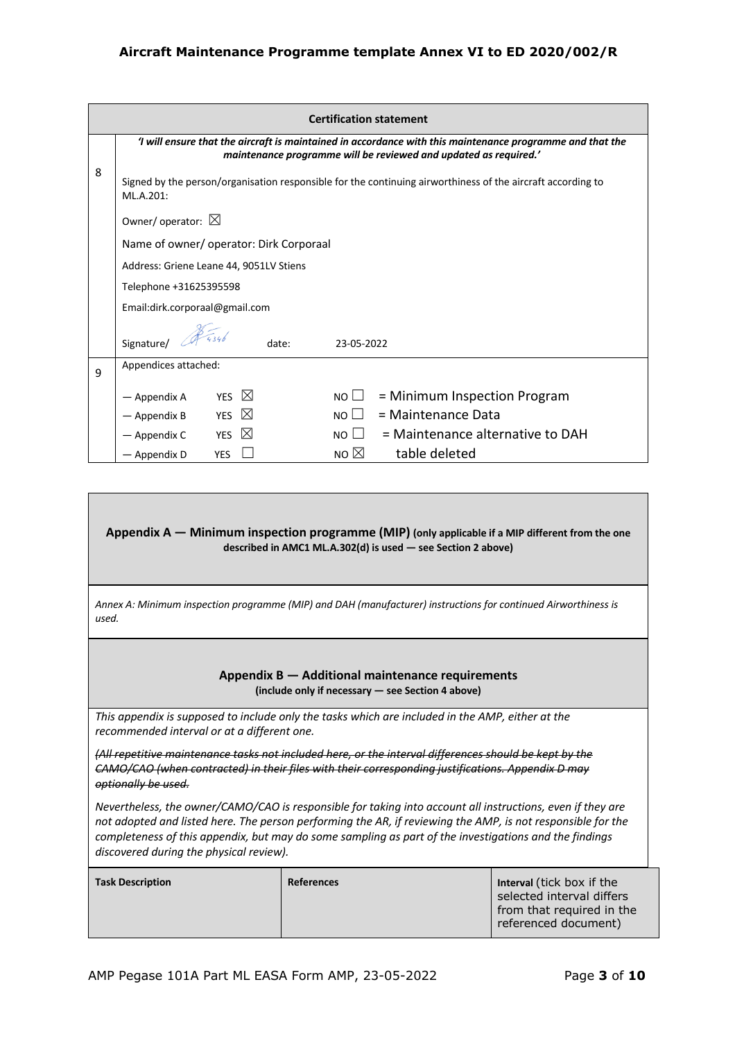| | Certification statement |
|---|---|
| 8 | ***'I will ensure that the aircraft is maintained in accordance with this maintenance programme and that the maintenance programme will be reviewed and updated as required.'***<br><br>Signed by the person/organisation responsible for the continuing airworthiness of the aircraft according to ML.A.201:<br><br>Owner/ operator: ☒<br><br>Name of owner/ operator: Dirk Corporaal<br><br>Address: Griene Leane 44, 9051LV Stiens<br><br>Telephone +31625395598<br><br>Email:dirk.corporaal@gmail.com<br><br>Signature/ date: 23-05-2022 |
| 9 | Appendices attached:<br><br>— Appendix A YES ☒ NO ☐ = Minimum Inspection Program<br>— Appendix B YES ☒ NO ☐ = Maintenance Data<br>— Appendix C YES ☒ NO ☐ = Maintenance alternative to DAH<br>— Appendix D YES ☐ NO ☒ table deleted |

**Appendix A — Minimum inspection programme (MIP)** **(only applicable if a MIP different from the one described in AMC1 ML.A.302(d) is used — see Section 2 above)**

*Annex A: Minimum inspection programme (MIP) and DAH (manufacturer) instructions for continued Airworthiness is used.*

**Appendix B — Additional maintenance requirements**
**(include only if necessary — see Section 4 above)**

*This appendix is supposed to include only the tasks which are included in the AMP, either at the recommended interval or at a different one.*

~~*(All repetitive maintenance tasks not included here, or the interval differences should be kept by the CAMO/CAO (when contracted) in their files with their corresponding justifications. Appendix D may optionally be used.*~~

*Nevertheless, the owner/CAMO/CAO is responsible for taking into account all instructions, even if they are not adopted and listed here. The person performing the AR, if reviewing the AMP, is not responsible for the completeness of this appendix, but may do some sampling as part of the investigations and the findings discovered during the physical review).*

| **Task Description** | **References** | **Interval** (tick box if the selected interval differs from that required in the referenced document) |
|---|---|---|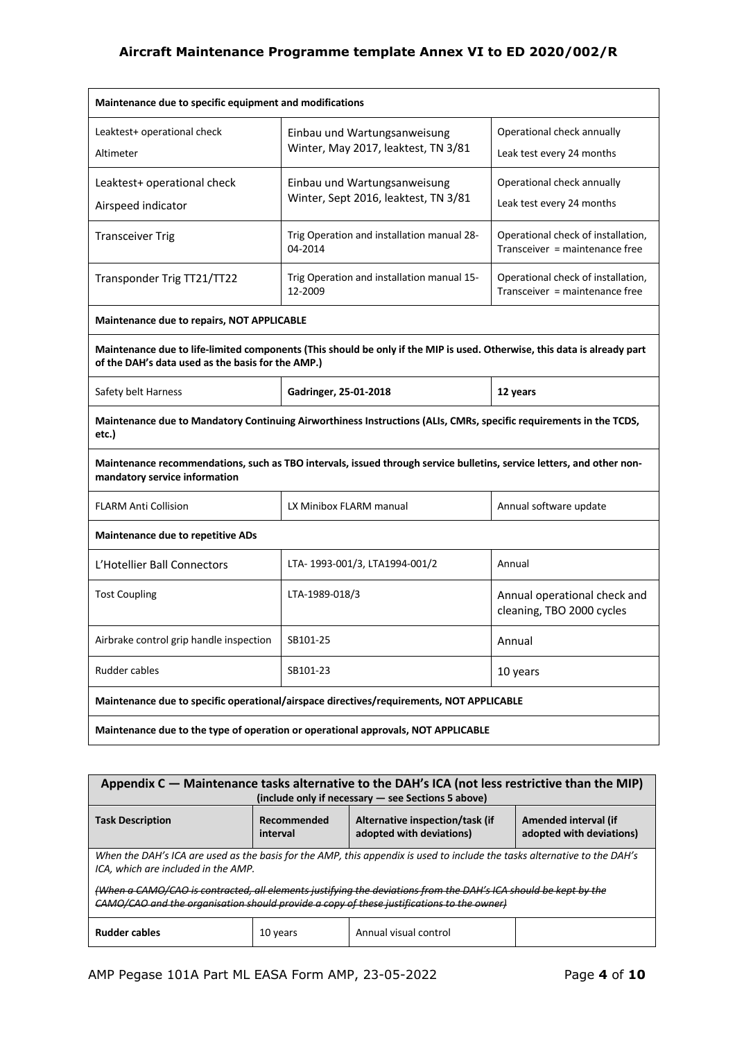| Maintenance due to specific equipment and modifications | | |
|---|---|---|
| Leaktest+ operational check<br>Altimeter | Einbau und Wartungsanweisung Winter, May 2017, leaktest, TN 3/81 | Operational check annually<br>Leak test every 24 months |
| Leaktest+ operational check<br>Airspeed indicator | Einbau und Wartungsanweisung Winter, Sept 2016, leaktest, TN 3/81 | Operational check annually<br>Leak test every 24 months |
| Transceiver Trig | Trig Operation and installation manual 28-04-2014 | Operational check of installation, Transceiver = maintenance free |
| Transponder Trig TT21/TT22 | Trig Operation and installation manual 15-12-2009 | Operational check of installation, Transceiver = maintenance free |
| **Maintenance due to repairs, NOT APPLICABLE** | | |
| **Maintenance due to life-limited components (This should be only if the MIP is used. Otherwise, this data is already part of the DAH's data used as the basis for the AMP.)** | | |
| Safety belt Harness | **Gadringer, 25-01-2018** | **12 years** |
| **Maintenance due to Mandatory Continuing Airworthiness Instructions (ALIs, CMRs, specific requirements in the TCDS, etc.)** | | |
| **Maintenance recommendations, such as TBO intervals, issued through service bulletins, service letters, and other non-mandatory service information** | | |
| FLARM Anti Collision | LX Minibox FLARM manual | Annual software update |
| **Maintenance due to repetitive ADs** | | |
| L'Hotellier Ball Connectors | LTA- 1993-001/3, LTA1994-001/2 | Annual |
| Tost Coupling | LTA-1989-018/3 | Annual operational check and cleaning, TBO 2000 cycles |
| Airbrake control grip handle inspection | SB101-25 | Annual |
| Rudder cables | SB101-23 | 10 years |
| **Maintenance due to specific operational/airspace directives/requirements, NOT APPLICABLE** | | |
| **Maintenance due to the type of operation or operational approvals, NOT APPLICABLE** | | |

## Appendix C — Maintenance tasks alternative to the DAH's ICA (not less restrictive than the MIP)

**(include only if necessary — see Sections 5 above)**

| Task Description | Recommended interval | Alternative inspection/task (if adopted with deviations) | Amended interval (if adopted with deviations) |
|---|---|---|---|
| *When the DAH's ICA are used as the basis for the AMP, this appendix is used to include the tasks alternative to the DAH's ICA, which are included in the AMP.*<br><br>*~~(When a CAMO/CAO is contracted, all elements justifying the deviations from the DAH's ICA should be kept by the CAMO/CAO and the organisation should provide a copy of these justifications to the owner)~~* | | | |
| **Rudder cables** | 10 years | Annual visual control | |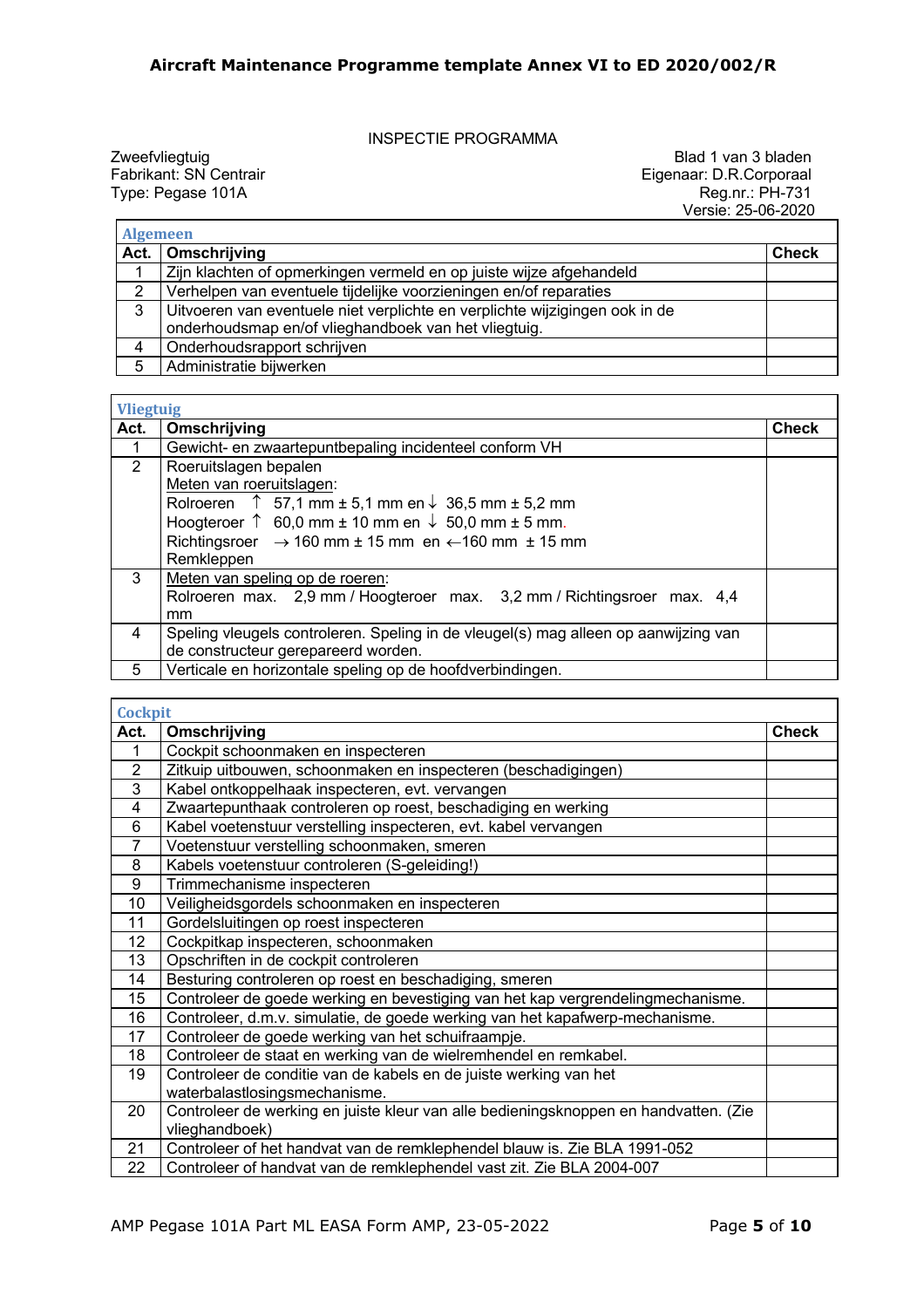INSPECTIE PROGRAMMA

Zweefvliegtuig
Fabrikant: SN Centrair
Type: Pegase 101A

Blad 1 van 3 bladen
Eigenaar: D.R.Corporaal
Reg.nr.: PH-731
Versie: 25-06-2020

**Algemeen**

| Act. | Omschrijving | Check |
|---|---|---|
| 1 | Zijn klachten of opmerkingen vermeld en op juiste wijze afgehandeld | |
| 2 | Verhelpen van eventuele tijdelijke voorzieningen en/of reparaties | |
| 3 | Uitvoeren van eventuele niet verplichte en verplichte wijzigingen ook in de onderhoudsmap en/of vlieghandboek van het vliegtuig. | |
| 4 | Onderhoudsrapport schrijven | |
| 5 | Administratie bijwerken | |

**Vliegtuig**

| Act. | Omschrijving | Check |
|---|---|---|
| 1 | Gewicht- en zwaartepuntbepaling incidenteel conform VH | |
| 2 | Roeruitslagen bepalen<br>Meten van roeruitslagen:<br>Rolroeren ↑ 57,1 mm ± 5,1 mm en ↓ 36,5 mm ± 5,2 mm<br>Hoogteroer ↑ 60,0 mm ± 10 mm en ↓ 50,0 mm ± 5 mm.<br>Richtingsroer → 160 mm ± 15 mm en ←160 mm ± 15 mm<br>Remkleppen | |
| 3 | Meten van speling op de roeren:<br>Rolroeren max. 2,9 mm / Hoogteroer max. 3,2 mm / Richtingsroer max. 4,4 mm | |
| 4 | Speling vleugels controleren. Speling in de vleugel(s) mag alleen op aanwijzing van de constructeur gerepareerd worden. | |
| 5 | Verticale en horizontale speling op de hoofdverbindingen. | |

**Cockpit**

| Act. | Omschrijving | Check |
|---|---|---|
| 1 | Cockpit schoonmaken en inspecteren | |
| 2 | Zitkuip uitbouwen, schoonmaken en inspecteren (beschadigingen) | |
| 3 | Kabel ontkoppelhaak inspecteren, evt. vervangen | |
| 4 | Zwaartepunthaak controleren op roest, beschadiging en werking | |
| 6 | Kabel voetenstuur verstelling inspecteren, evt. kabel vervangen | |
| 7 | Voetenstuur verstelling schoonmaken, smeren | |
| 8 | Kabels voetenstuur controleren (S-geleiding!) | |
| 9 | Trimmechanisme inspecteren | |
| 10 | Veiligheidsgordels schoonmaken en inspecteren | |
| 11 | Gordelsluitingen op roest inspecteren | |
| 12 | Cockpitkap inspecteren, schoonmaken | |
| 13 | Opschriften in de cockpit controleren | |
| 14 | Besturing controleren op roest en beschadiging, smeren | |
| 15 | Controleer de goede werking en bevestiging van het kap vergrendelingmechanisme. | |
| 16 | Controleer, d.m.v. simulatie, de goede werking van het kapafwerp-mechanisme. | |
| 17 | Controleer de goede werking van het schuifraampje. | |
| 18 | Controleer de staat en werking van de wielremhendel en remkabel. | |
| 19 | Controleer de conditie van de kabels en de juiste werking van het waterbalastlosingsmechanisme. | |
| 20 | Controleer de werking en juiste kleur van alle bedieningsknoppen en handvatten. (Zie vlieghandboek) | |
| 21 | Controleer of het handvat van de remklephendel blauw is. Zie BLA 1991-052 | |
| 22 | Controleer of handvat van de remklephendel vast zit. Zie BLA 2004-007 | |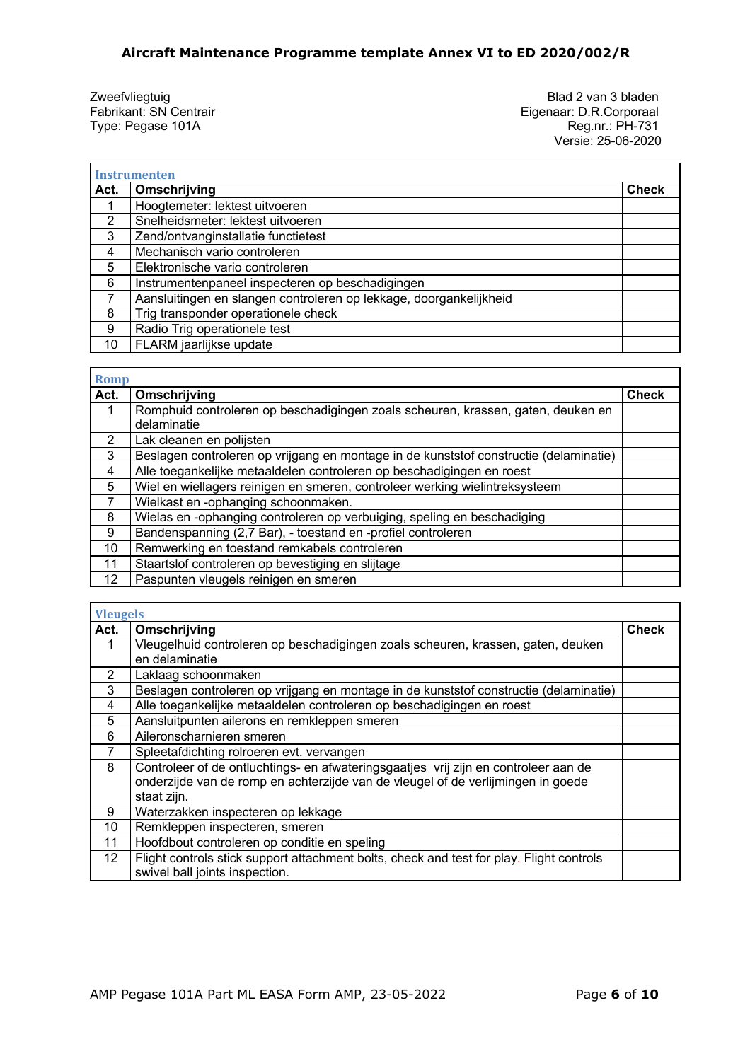Zweefvliegtuig
Fabrikant: SN Centrair
Type: Pegase 101A

Blad 2 van 3 bladen
Eigenaar: D.R.Corporaal
Reg.nr.: PH-731
Versie: 25-06-2020

### Instrumenten

| Act. | Omschrijving | Check |
|---|---|---|
| 1 | Hoogtemeter: lektest uitvoeren | |
| 2 | Snelheidsmeter: lektest uitvoeren | |
| 3 | Zend/ontvanginstallatie functietest | |
| 4 | Mechanisch vario controleren | |
| 5 | Elektronische vario controleren | |
| 6 | Instrumentenpaneel inspecteren op beschadigingen | |
| 7 | Aansluitingen en slangen controleren op lekkage, doorgankelijkheid | |
| 8 | Trig transponder operationele check | |
| 9 | Radio Trig operationele test | |
| 10 | FLARM jaarlijkse update | |

### Romp

| Act. | Omschrijving | Check |
|---|---|---|
| 1 | Romphuid controleren op beschadigingen zoals scheuren, krassen, gaten, deuken en delaminatie | |
| 2 | Lak cleanen en polijsten | |
| 3 | Beslagen controleren op vrijgang en montage in de kunststof constructie (delaminatie) | |
| 4 | Alle toegankelijke metaaldelen controleren op beschadigingen en roest | |
| 5 | Wiel en wiellagers reinigen en smeren, controleer werking wielintreksysteem | |
| 7 | Wielkast en -ophanging schoonmaken. | |
| 8 | Wielas en -ophanging controleren op verbuiging, speling en beschadiging | |
| 9 | Bandenspanning (2,7 Bar), - toestand en -profiel controleren | |
| 10 | Remwerking en toestand remkabels controleren | |
| 11 | Staartslof controleren op bevestiging en slijtage | |
| 12 | Paspunten vleugels reinigen en smeren | |

### Vleugels

| Act. | Omschrijving | Check |
|---|---|---|
| 1 | Vleugelhuid controleren op beschadigingen zoals scheuren, krassen, gaten, deuken en delaminatie | |
| 2 | Laklaag schoonmaken | |
| 3 | Beslagen controleren op vrijgang en montage in de kunststof constructie (delaminatie) | |
| 4 | Alle toegankelijke metaaldelen controleren op beschadigingen en roest | |
| 5 | Aansluitpunten ailerons en remkleppen smeren | |
| 6 | Aileronscharnieren smeren | |
| 7 | Spleetafdichting rolroeren evt. vervangen | |
| 8 | Controleer of de ontluchtings- en afwateringsgaatjes vrij zijn en controleer aan de onderzijde van de romp en achterzijde van de vleugel of de verlijmingen in goede staat zijn. | |
| 9 | Waterzakken inspecteren op lekkage | |
| 10 | Remkleppen inspecteren, smeren | |
| 11 | Hoofdbout controleren op conditie en speling | |
| 12 | Flight controls stick support attachment bolts, check and test for play. Flight controls swivel ball joints inspection. | |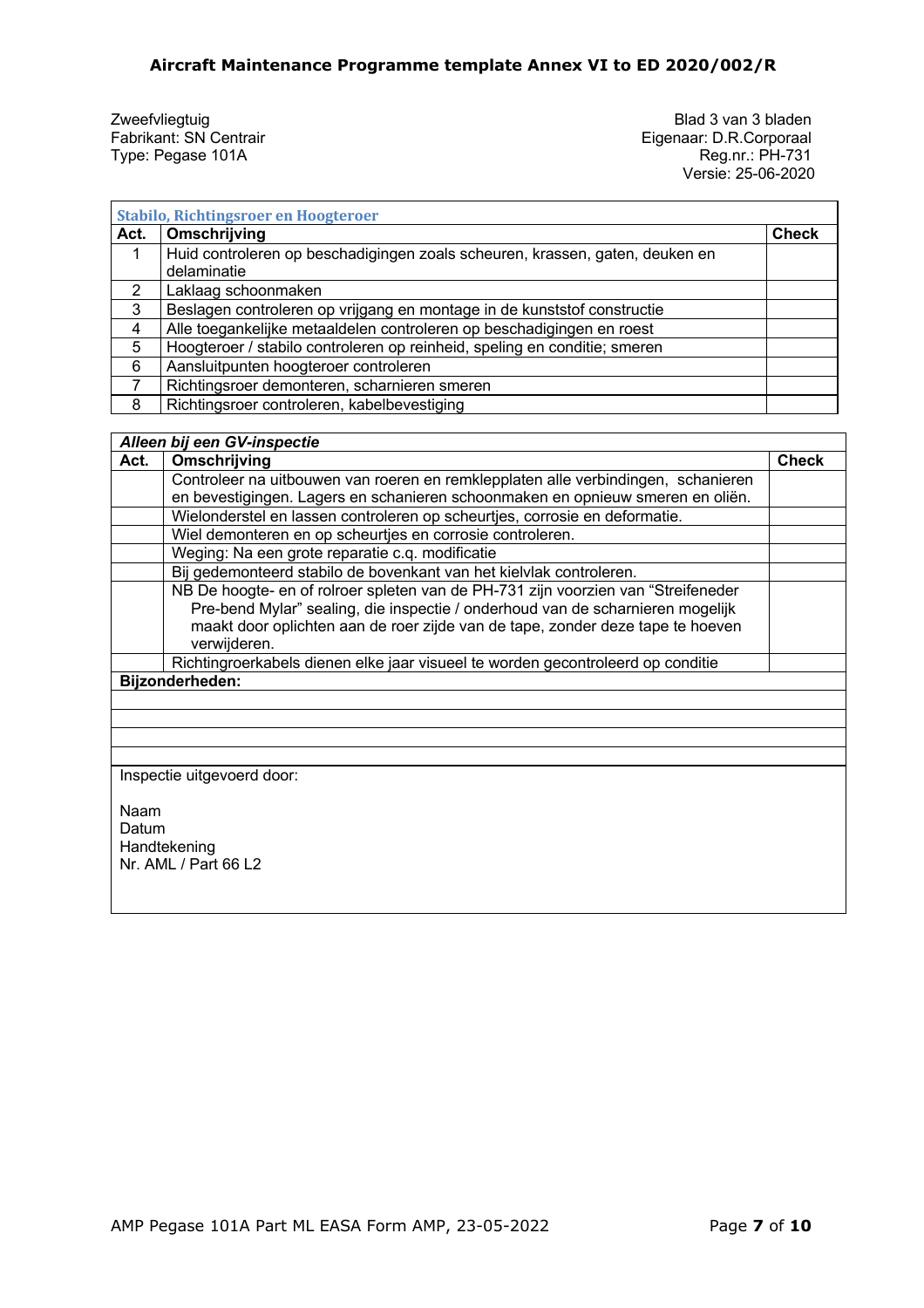Zweefvliegtuig
Fabrikant: SN Centrair
Type: Pegase 101A

Blad 3 van 3 bladen
Eigenaar: D.R.Corporaal
Reg.nr.: PH-731
Versie: 25-06-2020

| **Stabilo, Richtingsroer en Hoogteroer** | | |
|---|---|---|
| **Act.** | **Omschrijving** | **Check** |
| 1 | Huid controleren op beschadigingen zoals scheuren, krassen, gaten, deuken en delaminatie | |
| 2 | Laklaag schoonmaken | |
| 3 | Beslagen controleren op vrijgang en montage in de kunststof constructie | |
| 4 | Alle toegankelijke metaaldelen controleren op beschadigingen en roest | |
| 5 | Hoogteroer / stabilo controleren op reinheid, speling en conditie; smeren | |
| 6 | Aansluitpunten hoogteroer controleren | |
| 7 | Richtingsroer demonteren, scharnieren smeren | |
| 8 | Richtingsroer controleren, kabelbevestiging | |

| ***Alleen bij een GV-inspectie*** | | |
|---|---|---|
| **Act.** | **Omschrijving** | **Check** |
| | Controleer na uitbouwen van roeren en remkleplaten alle verbindingen, schanieren en bevestigingen. Lagers en schanieren schoonmaken en opnieuw smeren en oliën. | |
| | Wielonderstel en lassen controleren op scheurtjes, corrosie en deformatie. | |
| | Wiel demonteren en op scheurtjes en corrosie controleren. | |
| | Weging: Na een grote reparatie c.q. modificatie | |
| | Bij gedemonteerd stabilo de bovenkant van het kielvlak controleren. | |
| | NB De hoogte- en of rolroer spleten van de PH-731 zijn voorzien van "Streifeneder Pre-bend Mylar" sealing, die inspectie / onderhoud van de scharnieren mogelijk maakt door oplichten aan de roer zijde van de tape, zonder deze tape te hoeven verwijderen. | |
| | Richtingroerkabels dienen elke jaar visueel te worden gecontroleerd op conditie | |

**Bijzonderheden:**

Inspectie uitgevoerd door:

Naam
Datum
Handtekening
Nr. AML / Part 66 L2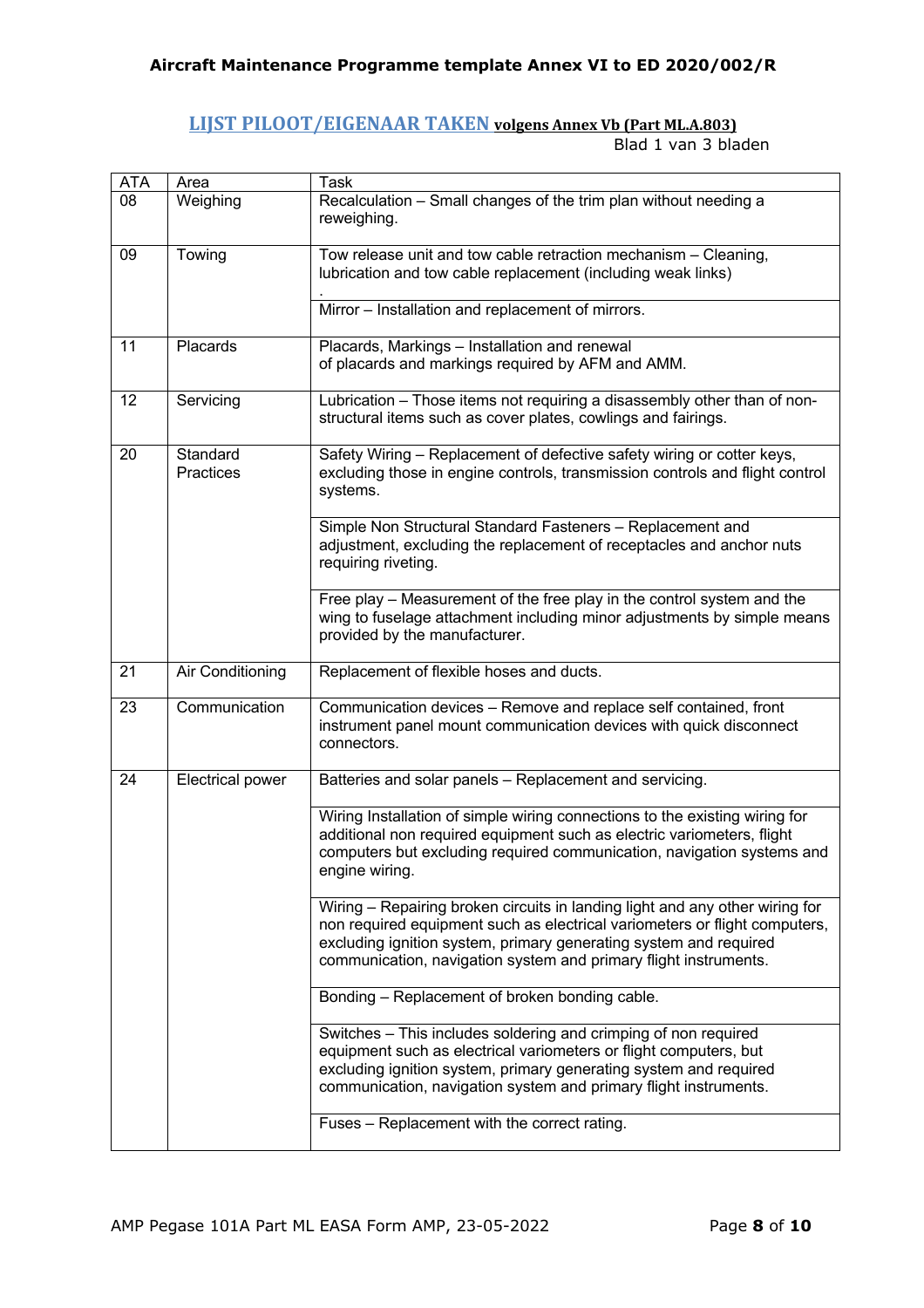## LIJST PILOOT/EIGENAAR TAKEN volgens Annex Vb (Part ML.A.803)

Blad 1 van 3 bladen

| ATA | Area | Task |
|---|---|---|
| 08 | Weighing | Recalculation – Small changes of the trim plan without needing a reweighing. |
| 09 | Towing | Tow release unit and tow cable retraction mechanism – Cleaning, lubrication and tow cable replacement (including weak links) . |
| | | Mirror – Installation and replacement of mirrors. |
| 11 | Placards | Placards, Markings – Installation and renewal of placards and markings required by AFM and AMM. |
| 12 | Servicing | Lubrication – Those items not requiring a disassembly other than of non-structural items such as cover plates, cowlings and fairings. |
| 20 | Standard Practices | Safety Wiring – Replacement of defective safety wiring or cotter keys, excluding those in engine controls, transmission controls and flight control systems. |
| | | Simple Non Structural Standard Fasteners – Replacement and adjustment, excluding the replacement of receptacles and anchor nuts requiring riveting. |
| | | Free play – Measurement of the free play in the control system and the wing to fuselage attachment including minor adjustments by simple means provided by the manufacturer. |
| 21 | Air Conditioning | Replacement of flexible hoses and ducts. |
| 23 | Communication | Communication devices – Remove and replace self contained, front instrument panel mount communication devices with quick disconnect connectors. |
| 24 | Electrical power | Batteries and solar panels – Replacement and servicing. |
| | | Wiring Installation of simple wiring connections to the existing wiring for additional non required equipment such as electric variometers, flight computers but excluding required communication, navigation systems and engine wiring. |
| | | Wiring – Repairing broken circuits in landing light and any other wiring for non required equipment such as electrical variometers or flight computers, excluding ignition system, primary generating system and required communication, navigation system and primary flight instruments. |
| | | Bonding – Replacement of broken bonding cable. |
| | | Switches – This includes soldering and crimping of non required equipment such as electrical variometers or flight computers, but excluding ignition system, primary generating system and required communication, navigation system and primary flight instruments. |
| | | Fuses – Replacement with the correct rating. |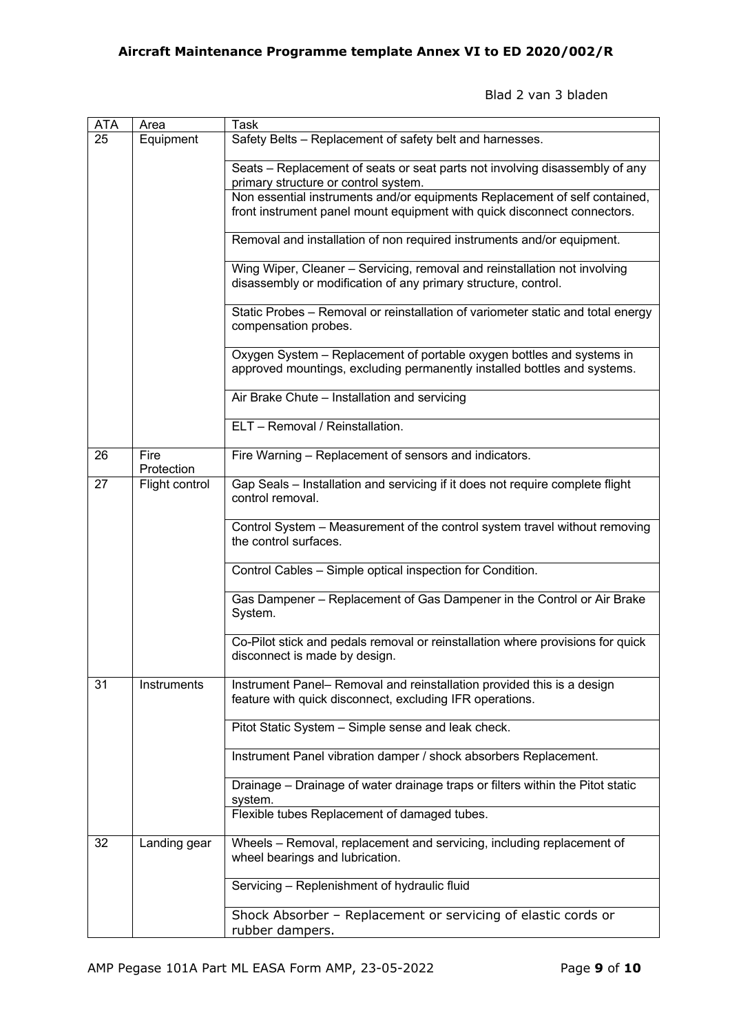Blad 2 van 3 bladen

| ATA | Area | Task |
|---|---|---|
| 25 | Equipment | Safety Belts – Replacement of safety belt and harnesses. |
| | | Seats – Replacement of seats or seat parts not involving disassembly of any primary structure or control system. |
| | | Non essential instruments and/or equipments Replacement of self contained, front instrument panel mount equipment with quick disconnect connectors. |
| | | Removal and installation of non required instruments and/or equipment. |
| | | Wing Wiper, Cleaner – Servicing, removal and reinstallation not involving disassembly or modification of any primary structure, control. |
| | | Static Probes – Removal or reinstallation of variometer static and total energy compensation probes. |
| | | Oxygen System – Replacement of portable oxygen bottles and systems in approved mountings, excluding permanently installed bottles and systems. |
| | | Air Brake Chute – Installation and servicing |
| | | ELT – Removal / Reinstallation. |
| 26 | Fire Protection | Fire Warning – Replacement of sensors and indicators. |
| 27 | Flight control | Gap Seals – Installation and servicing if it does not require complete flight control removal. |
| | | Control System – Measurement of the control system travel without removing the control surfaces. |
| | | Control Cables – Simple optical inspection for Condition. |
| | | Gas Dampener – Replacement of Gas Dampener in the Control or Air Brake System. |
| | | Co-Pilot stick and pedals removal or reinstallation where provisions for quick disconnect is made by design. |
| 31 | Instruments | Instrument Panel– Removal and reinstallation provided this is a design feature with quick disconnect, excluding IFR operations. |
| | | Pitot Static System – Simple sense and leak check. |
| | | Instrument Panel vibration damper / shock absorbers Replacement. |
| | | Drainage – Drainage of water drainage traps or filters within the Pitot static system. |
| | | Flexible tubes Replacement of damaged tubes. |
| 32 | Landing gear | Wheels – Removal, replacement and servicing, including replacement of wheel bearings and lubrication. |
| | | Servicing – Replenishment of hydraulic fluid |
| | | Shock Absorber – Replacement or servicing of elastic cords or rubber dampers. |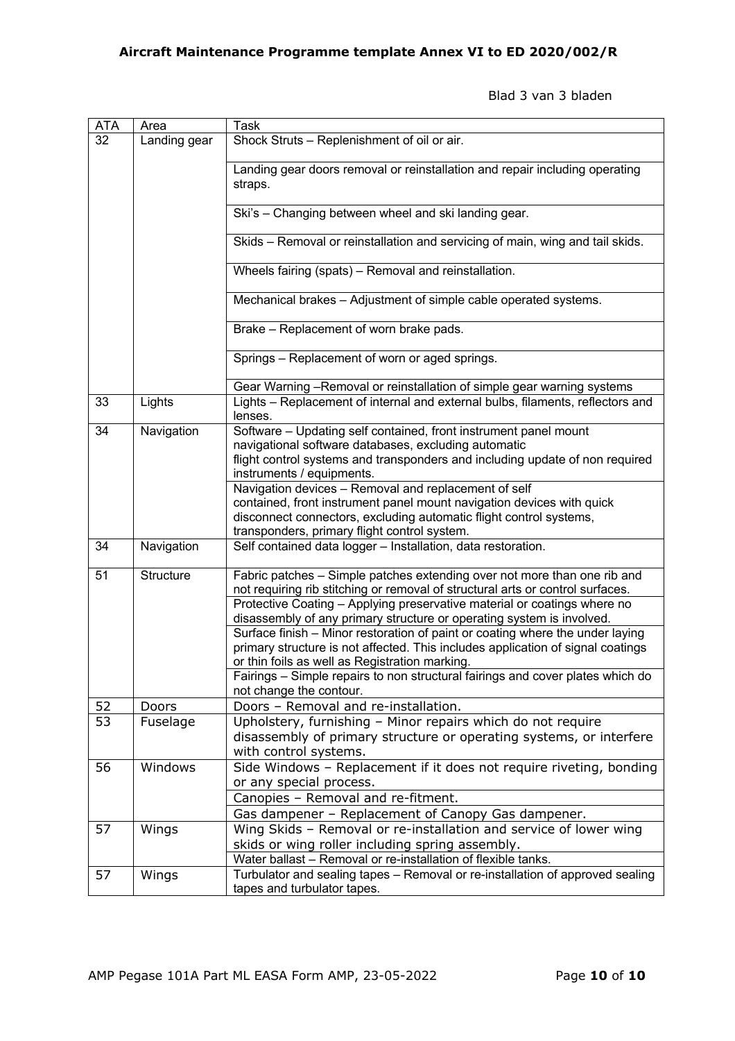Blad 3 van 3 bladen

| ATA | Area | Task |
|---|---|---|
| 32 | Landing gear | Shock Struts – Replenishment of oil or air. |
| | | Landing gear doors removal or reinstallation and repair including operating straps. |
| | | Ski's – Changing between wheel and ski landing gear. |
| | | Skids – Removal or reinstallation and servicing of main, wing and tail skids. |
| | | Wheels fairing (spats) – Removal and reinstallation. |
| | | Mechanical brakes – Adjustment of simple cable operated systems. |
| | | Brake – Replacement of worn brake pads. |
| | | Springs – Replacement of worn or aged springs. |
| | | Gear Warning –Removal or reinstallation of simple gear warning systems |
| 33 | Lights | Lights – Replacement of internal and external bulbs, filaments, reflectors and lenses. |
| 34 | Navigation | Software – Updating self contained, front instrument panel mount navigational software databases, excluding automatic flight control systems and transponders and including update of non required instruments / equipments. |
| | | Navigation devices – Removal and replacement of self contained, front instrument panel mount navigation devices with quick disconnect connectors, excluding automatic flight control systems, transponders, primary flight control system. |
| 34 | Navigation | Self contained data logger – Installation, data restoration. |
| 51 | Structure | Fabric patches – Simple patches extending over not more than one rib and not requiring rib stitching or removal of structural arts or control surfaces. |
| | | Protective Coating – Applying preservative material or coatings where no disassembly of any primary structure or operating system is involved. |
| | | Surface finish – Minor restoration of paint or coating where the under laying primary structure is not affected. This includes application of signal coatings or thin foils as well as Registration marking. |
| | | Fairings – Simple repairs to non structural fairings and cover plates which do not change the contour. |
| 52 | Doors | Doors – Removal and re-installation. |
| 53 | Fuselage | Upholstery, furnishing – Minor repairs which do not require disassembly of primary structure or operating systems, or interfere with control systems. |
| 56 | Windows | Side Windows – Replacement if it does not require riveting, bonding or any special process. |
| | | Canopies – Removal and re-fitment. |
| | | Gas dampener – Replacement of Canopy Gas dampener. |
| 57 | Wings | Wing Skids – Removal or re-installation and service of lower wing skids or wing roller including spring assembly. |
| | | Water ballast – Removal or re-installation of flexible tanks. |
| 57 | Wings | Turbulator and sealing tapes – Removal or re-installation of approved sealing tapes and turbulator tapes. |